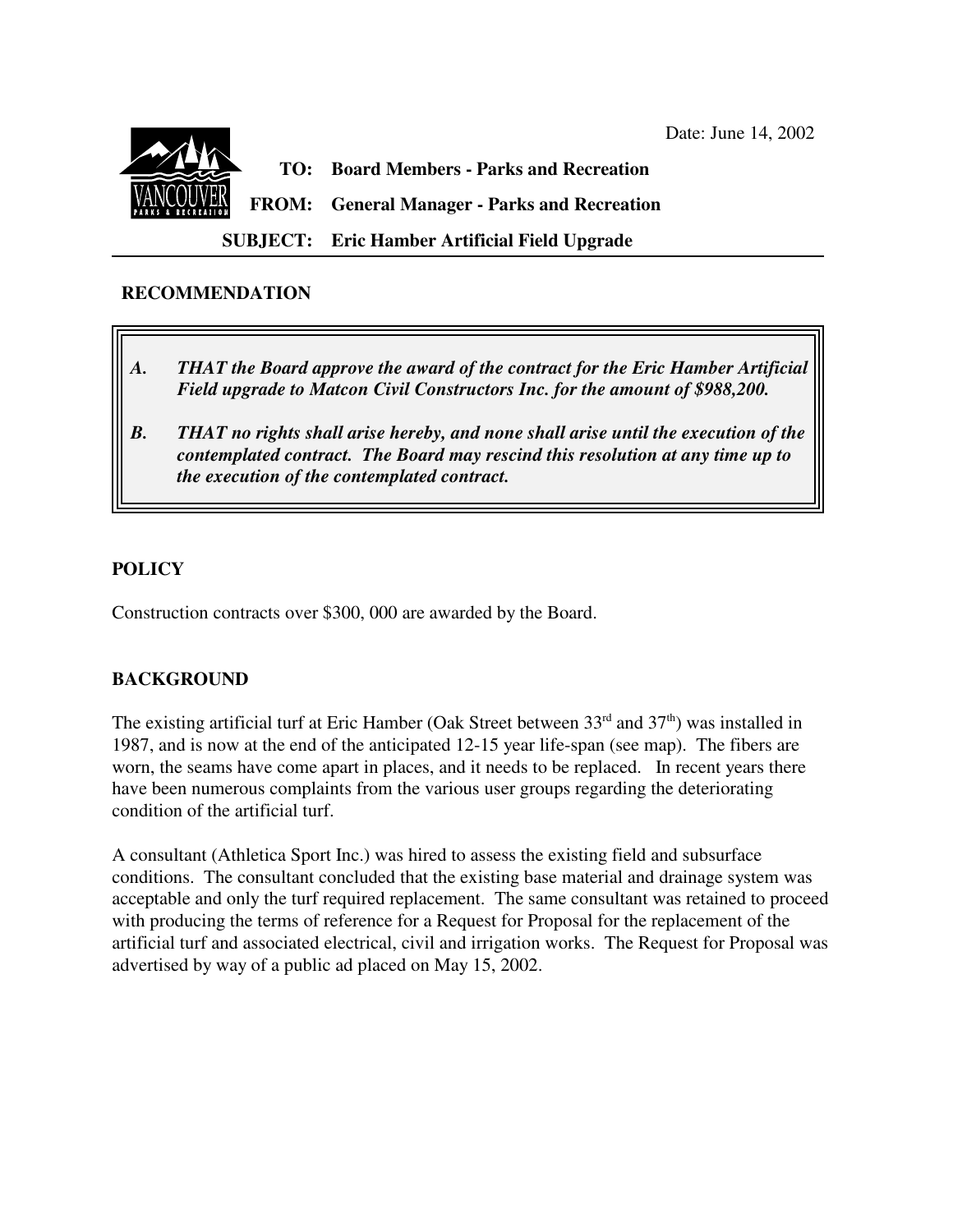Date: June 14, 2002

**TO:** Board Members - Parks and Recreation

**FROM:** General Manager - Parks and Recreation

**SUBJECT:** Eric Hamber Artificial Field Upgrade

## RECOMMENDATION

> ***A. THAT the Board approve the award of the contract for the Eric Hamber Artificial Field upgrade to Matcon Civil Constructors Inc. for the amount of $988,200.***
>
> ***B. THAT no rights shall arise hereby, and none shall arise until the execution of the contemplated contract. The Board may rescind this resolution at any time up to the execution of the contemplated contract.***

## POLICY

Construction contracts over $300, 000 are awarded by the Board.

## BACKGROUND

The existing artificial turf at Eric Hamber (Oak Street between 33rd and 37th) was installed in 1987, and is now at the end of the anticipated 12-15 year life-span (see map). The fibers are worn, the seams have come apart in places, and it needs to be replaced. In recent years there have been numerous complaints from the various user groups regarding the deteriorating condition of the artificial turf.

A consultant (Athletica Sport Inc.) was hired to assess the existing field and subsurface conditions. The consultant concluded that the existing base material and drainage system was acceptable and only the turf required replacement. The same consultant was retained to proceed with producing the terms of reference for a Request for Proposal for the replacement of the artificial turf and associated electrical, civil and irrigation works. The Request for Proposal was advertised by way of a public ad placed on May 15, 2002.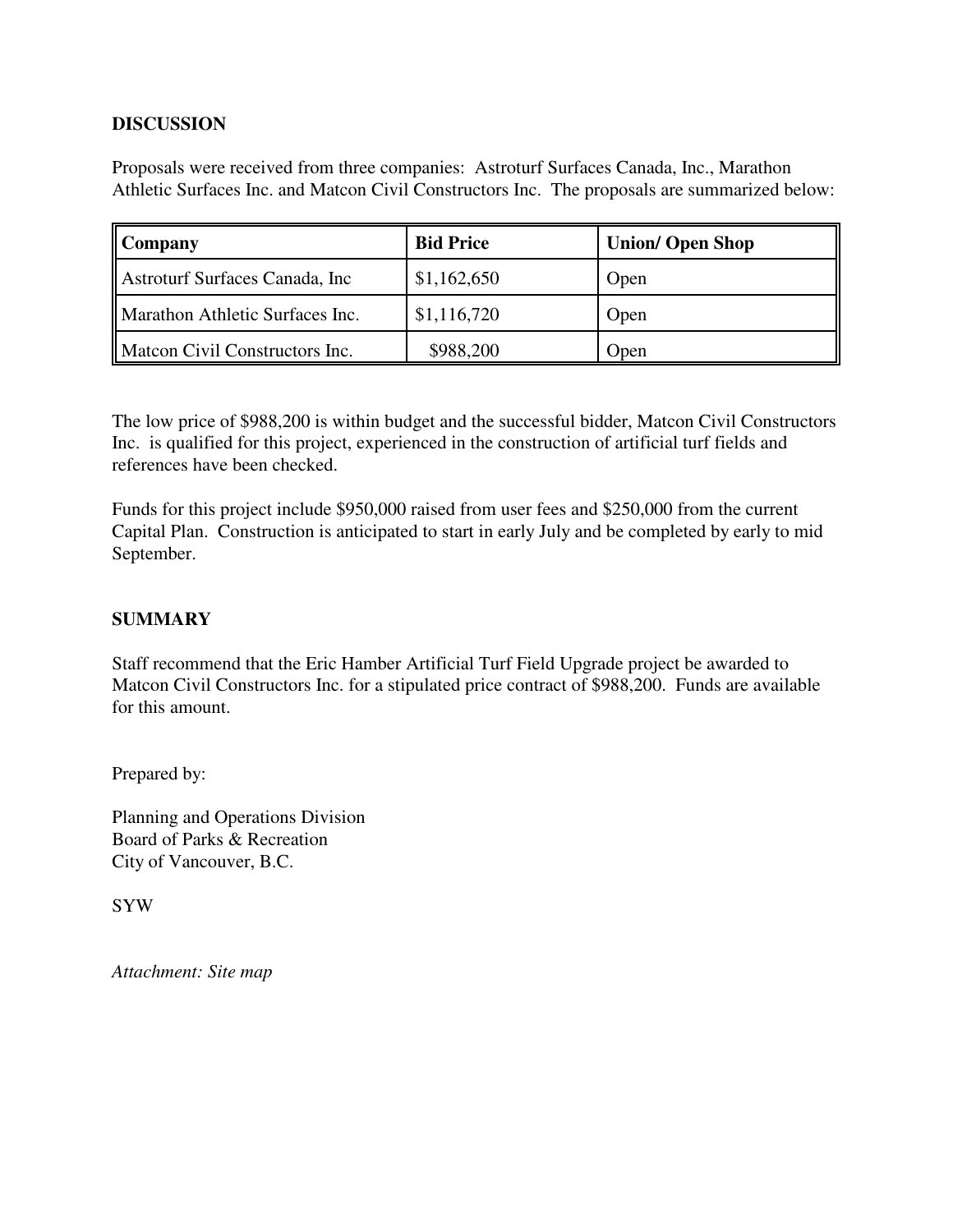## DISCUSSION

Proposals were received from three companies: Astroturf Surfaces Canada, Inc., Marathon Athletic Surfaces Inc. and Matcon Civil Constructors Inc. The proposals are summarized below:

| Company | Bid Price | Union/ Open Shop |
|---|---|---|
| Astroturf Surfaces Canada, Inc | $1,162,650 | Open |
| Marathon Athletic Surfaces Inc. | $1,116,720 | Open |
| Matcon Civil Constructors Inc. | $988,200 | Open |

The low price of $988,200 is within budget and the successful bidder, Matcon Civil Constructors Inc. is qualified for this project, experienced in the construction of artificial turf fields and references have been checked.

Funds for this project include $950,000 raised from user fees and $250,000 from the current Capital Plan. Construction is anticipated to start in early July and be completed by early to mid September.

## SUMMARY

Staff recommend that the Eric Hamber Artificial Turf Field Upgrade project be awarded to Matcon Civil Constructors Inc. for a stipulated price contract of $988,200. Funds are available for this amount.

Prepared by:

Planning and Operations Division
Board of Parks & Recreation
City of Vancouver, B.C.

SYW

*Attachment: Site map*